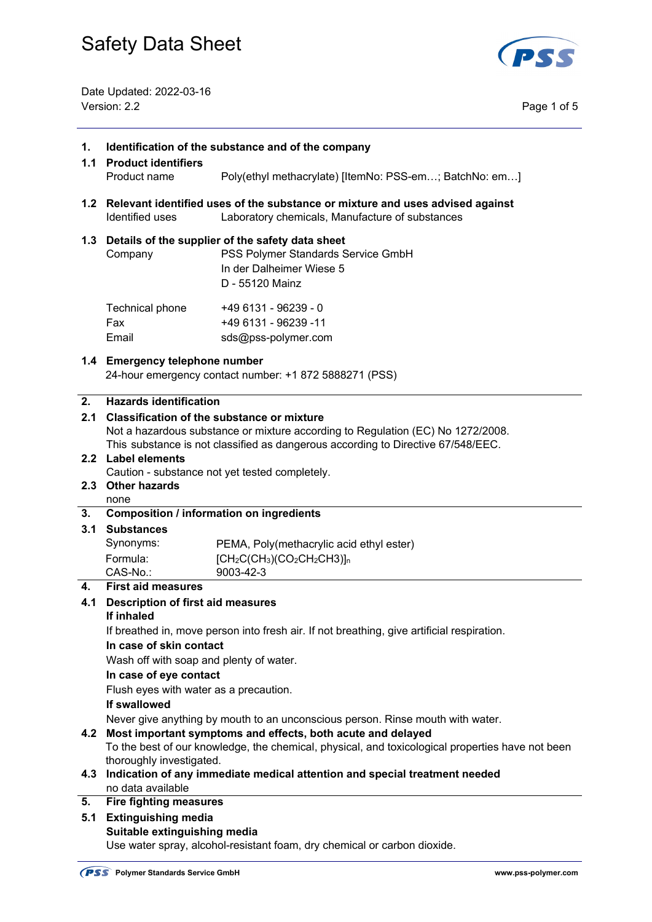# Safety Data Sheet

Date Updated: 2022-03-16
Version: 2.2

## 1. Identification of the substance and of the company

### 1.1 Product identifiers

| | |
|---|---|
| Product name | Poly(ethyl methacrylate) [ItemNo: PSS-em…; BatchNo: em…] |

### 1.2 Relevant identified uses of the substance or mixture and uses advised against

| | |
|---|---|
| Identified uses | Laboratory chemicals, Manufacture of substances |

### 1.3 Details of the supplier of the safety data sheet

| | |
|---|---|
| Company | PSS Polymer Standards Service GmbH<br>In der Dalheimer Wiese 5<br>D - 55120 Mainz |
| Technical phone | +49 6131 - 96239 - 0 |
| Fax | +49 6131 - 96239 -11 |
| Email | sds@pss-polymer.com |

### 1.4 Emergency telephone number

24-hour emergency contact number: +1 872 5888271 (PSS)

## 2. Hazards identification

### 2.1 Classification of the substance or mixture

Not a hazardous substance or mixture according to Regulation (EC) No 1272/2008.
This substance is not classified as dangerous according to Directive 67/548/EEC.

### 2.2 Label elements

Caution - substance not yet tested completely.

### 2.3 Other hazards

none

## 3. Composition / information on ingredients

### 3.1 Substances

| | |
|---|---|
| Synonyms: | PEMA, Poly(methacrylic acid ethyl ester) |
| Formula: | $[CH_2C(CH_3)(CO_2CH_2CH3)]_n$ |
| CAS-No.: | 9003-42-3 |

## 4. First aid measures

### 4.1 Description of first aid measures

**If inhaled**

If breathed in, move person into fresh air. If not breathing, give artificial respiration.

**In case of skin contact**

Wash off with soap and plenty of water.

**In case of eye contact**

Flush eyes with water as a precaution.

**If swallowed**

Never give anything by mouth to an unconscious person. Rinse mouth with water.

### 4.2 Most important symptoms and effects, both acute and delayed

To the best of our knowledge, the chemical, physical, and toxicological properties have not been thoroughly investigated.

### 4.3 Indication of any immediate medical attention and special treatment needed

no data available

## 5. Fire fighting measures

### 5.1 Extinguishing media

**Suitable extinguishing media**

Use water spray, alcohol-resistant foam, dry chemical or carbon dioxide.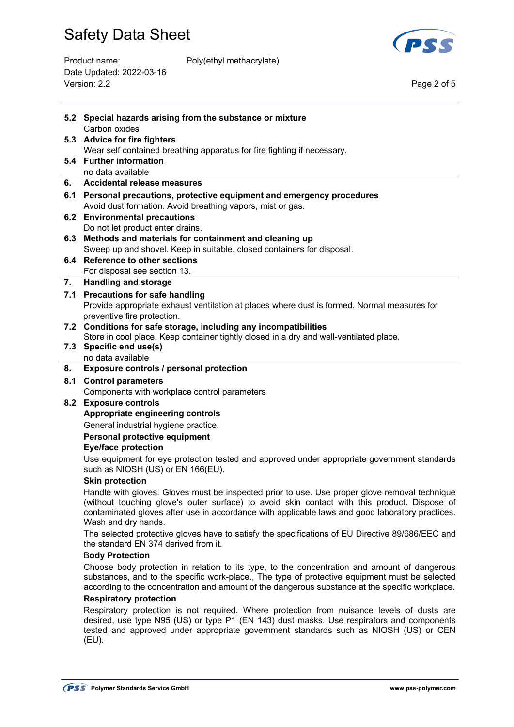**5.2 Special hazards arising from the substance or mixture**
Carbon oxides

**5.3 Advice for fire fighters**
Wear self contained breathing apparatus for fire fighting if necessary.

**5.4 Further information**
no data available

## 6. Accidental release measures

**6.1 Personal precautions, protective equipment and emergency procedures**
Avoid dust formation. Avoid breathing vapors, mist or gas.

**6.2 Environmental precautions**
Do not let product enter drains.

**6.3 Methods and materials for containment and cleaning up**
Sweep up and shovel. Keep in suitable, closed containers for disposal.

**6.4 Reference to other sections**
For disposal see section 13.

## 7. Handling and storage

**7.1 Precautions for safe handling**
Provide appropriate exhaust ventilation at places where dust is formed. Normal measures for preventive fire protection.

**7.2 Conditions for safe storage, including any incompatibilities**
Store in cool place. Keep container tightly closed in a dry and well-ventilated place.

**7.3 Specific end use(s)**
no data available

## 8. Exposure controls / personal protection

**8.1 Control parameters**
Components with workplace control parameters

**8.2 Exposure controls**

**Appropriate engineering controls**

General industrial hygiene practice.

**Personal protective equipment**

**Eye/face protection**

Use equipment for eye protection tested and approved under appropriate government standards such as NIOSH (US) or EN 166(EU).

**Skin protection**

Handle with gloves. Gloves must be inspected prior to use. Use proper glove removal technique (without touching glove's outer surface) to avoid skin contact with this product. Dispose of contaminated gloves after use in accordance with applicable laws and good laboratory practices. Wash and dry hands.

The selected protective gloves have to satisfy the specifications of EU Directive 89/686/EEC and the standard EN 374 derived from it.

**Body Protection**

Choose body protection in relation to its type, to the concentration and amount of dangerous substances, and to the specific work-place., The type of protective equipment must be selected according to the concentration and amount of the dangerous substance at the specific workplace.

**Respiratory protection**

Respiratory protection is not required. Where protection from nuisance levels of dusts are desired, use type N95 (US) or type P1 (EN 143) dust masks. Use respirators and components tested and approved under appropriate government standards such as NIOSH (US) or CEN (EU).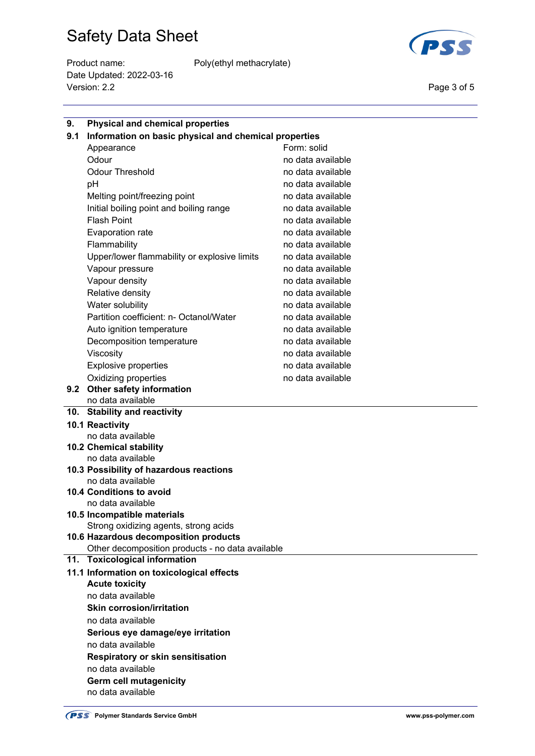## 9. Physical and chemical properties

### 9.1 Information on basic physical and chemical properties

| | |
|---|---|
| Appearance | Form: solid |
| Odour | no data available |
| Odour Threshold | no data available |
| pH | no data available |
| Melting point/freezing point | no data available |
| Initial boiling point and boiling range | no data available |
| Flash Point | no data available |
| Evaporation rate | no data available |
| Flammability | no data available |
| Upper/lower flammability or explosive limits | no data available |
| Vapour pressure | no data available |
| Vapour density | no data available |
| Relative density | no data available |
| Water solubility | no data available |
| Partition coefficient: n- Octanol/Water | no data available |
| Auto ignition temperature | no data available |
| Decomposition temperature | no data available |
| Viscosity | no data available |
| Explosive properties | no data available |
| Oxidizing properties | no data available |

### 9.2 Other safety information

no data available

## 10. Stability and reactivity

### 10.1 Reactivity

no data available

### 10.2 Chemical stability

no data available

### 10.3 Possibility of hazardous reactions

no data available

### 10.4 Conditions to avoid

no data available

### 10.5 Incompatible materials

Strong oxidizing agents, strong acids

### 10.6 Hazardous decomposition products

Other decomposition products - no data available

## 11. Toxicological information

### 11.1 Information on toxicological effects

**Acute toxicity**

no data available

**Skin corrosion/irritation**

no data available

**Serious eye damage/eye irritation**

no data available

**Respiratory or skin sensitisation**

no data available

**Germ cell mutagenicity**

no data available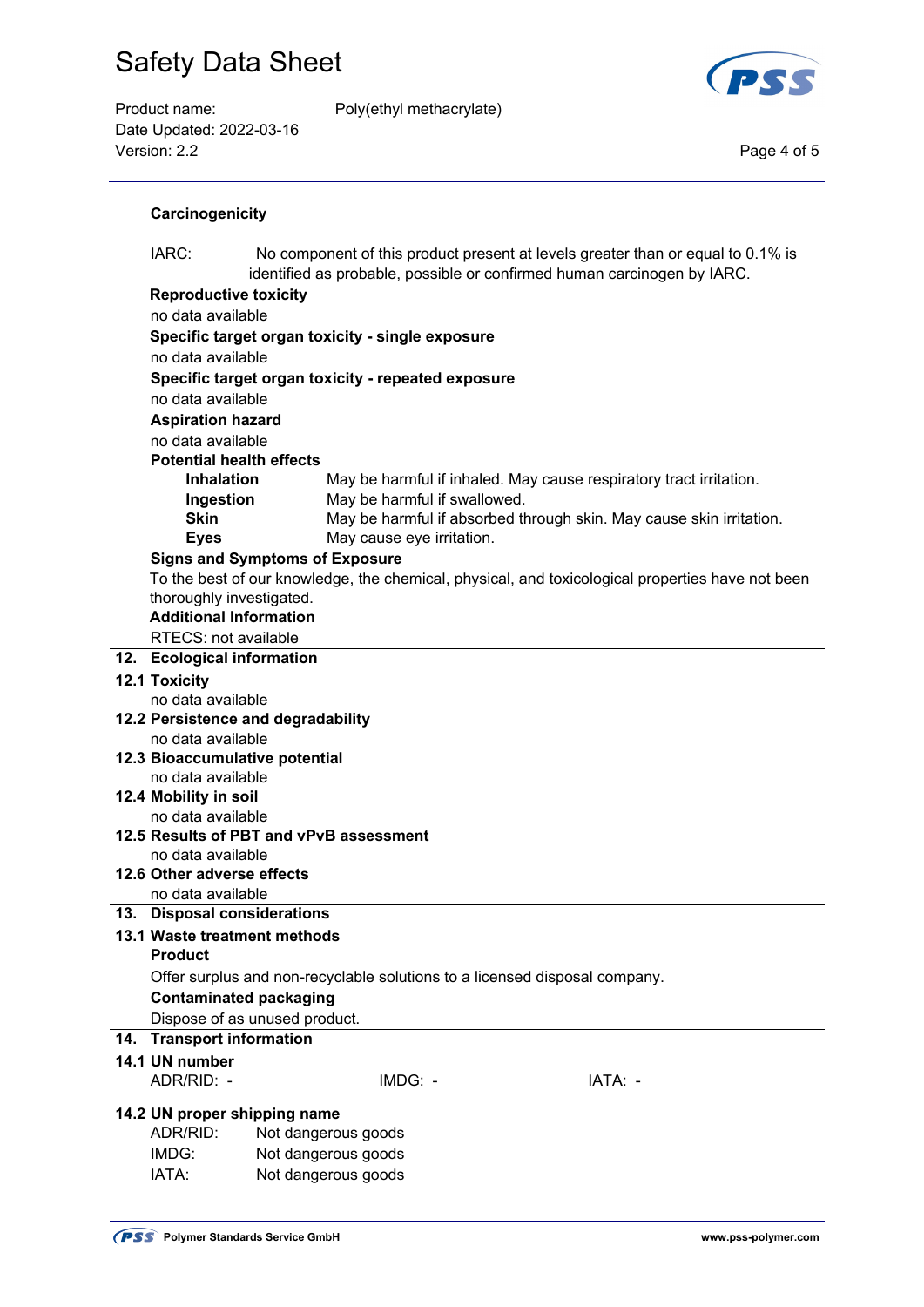**Carcinogenicity**

IARC: No component of this product present at levels greater than or equal to 0.1% is identified as probable, possible or confirmed human carcinogen by IARC.

**Reproductive toxicity**

no data available

**Specific target organ toxicity - single exposure**

no data available

**Specific target organ toxicity - repeated exposure**

no data available

**Aspiration hazard**

no data available

**Potential health effects**

| | |
|---|---|
| **Inhalation** | May be harmful if inhaled. May cause respiratory tract irritation. |
| **Ingestion** | May be harmful if swallowed. |
| **Skin** | May be harmful if absorbed through skin. May cause skin irritation. |
| **Eyes** | May cause eye irritation. |

**Signs and Symptoms of Exposure**

To the best of our knowledge, the chemical, physical, and toxicological properties have not been thoroughly investigated.

**Additional Information**

RTECS: not available

## 12. Ecological information

### 12.1 Toxicity

no data available

### 12.2 Persistence and degradability

no data available

### 12.3 Bioaccumulative potential

no data available

### 12.4 Mobility in soil

no data available

### 12.5 Results of PBT and vPvB assessment

no data available

### 12.6 Other adverse effects

no data available

## 13. Disposal considerations

### 13.1 Waste treatment methods

**Product**

Offer surplus and non-recyclable solutions to a licensed disposal company.

**Contaminated packaging**

Dispose of as unused product.

## 14. Transport information

### 14.1 UN number

ADR/RID: - IMDG: - IATA: -

### 14.2 UN proper shipping name

ADR/RID: Not dangerous goods
IMDG: Not dangerous goods
IATA: Not dangerous goods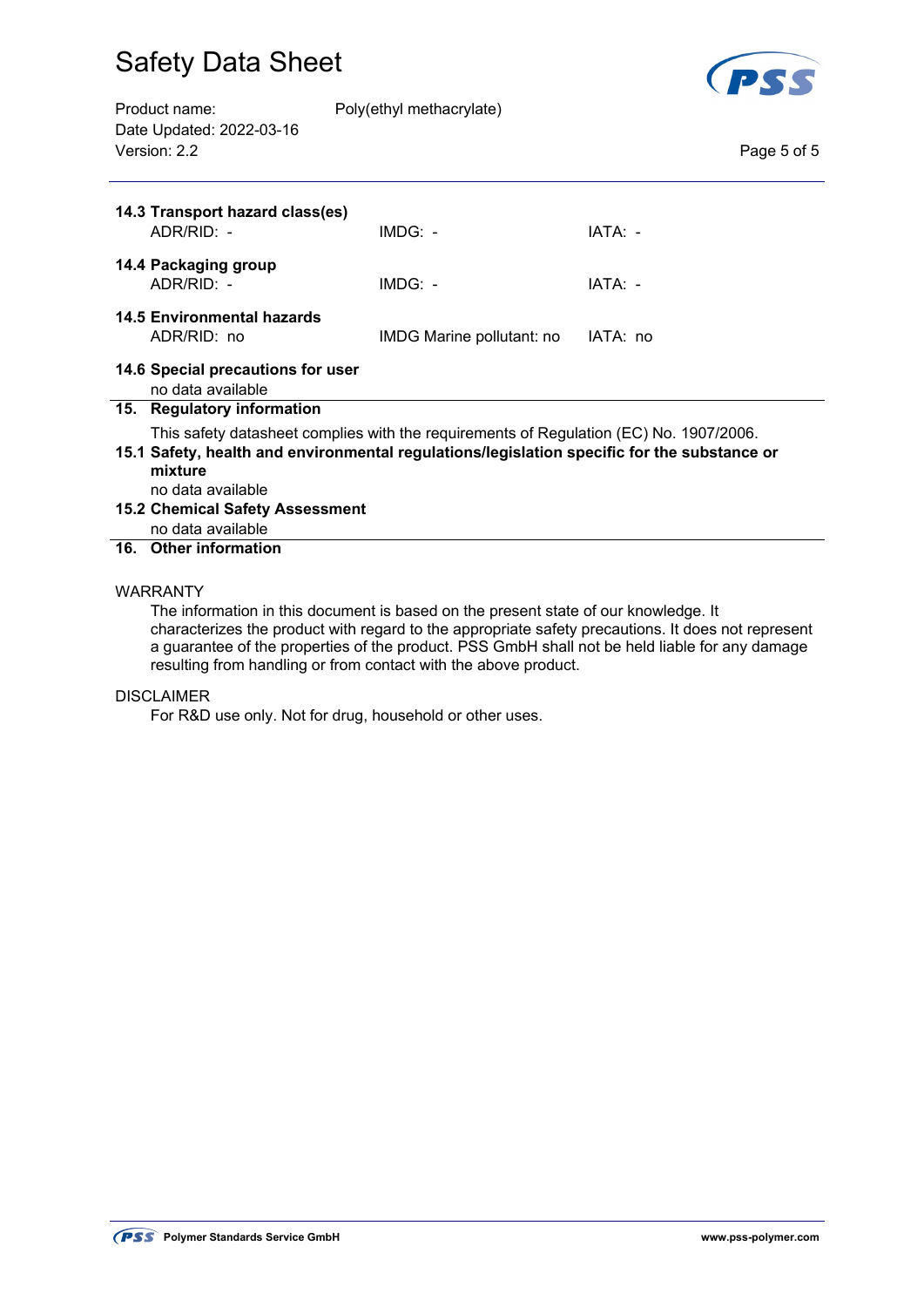**14.3 Transport hazard class(es)**

| | | |
|---|---|---|
| ADR/RID: - | IMDG: - | IATA: - |

**14.4 Packaging group**

| | | |
|---|---|---|
| ADR/RID: - | IMDG: - | IATA: - |

**14.5 Environmental hazards**

| | | |
|---|---|---|
| ADR/RID: no | IMDG Marine pollutant: no | IATA: no |

**14.6 Special precautions for user**

no data available

## 15. Regulatory information

This safety datasheet complies with the requirements of Regulation (EC) No. 1907/2006.

**15.1 Safety, health and environmental regulations/legislation specific for the substance or mixture**

no data available

**15.2 Chemical Safety Assessment**

no data available

## 16. Other information

WARRANTY

The information in this document is based on the present state of our knowledge. It characterizes the product with regard to the appropriate safety precautions. It does not represent a guarantee of the properties of the product. PSS GmbH shall not be held liable for any damage resulting from handling or from contact with the above product.

DISCLAIMER

For R&D use only. Not for drug, household or other uses.